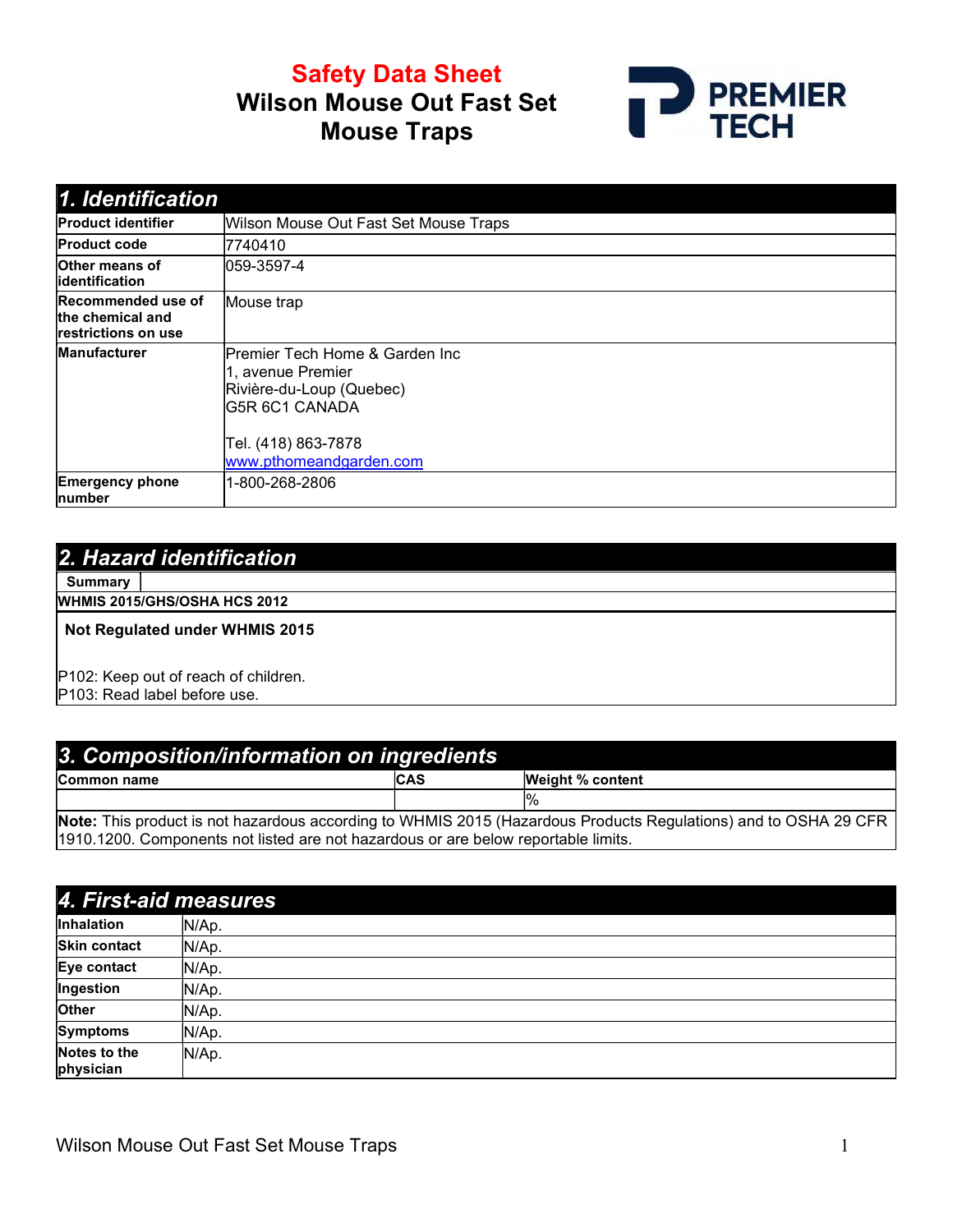# Safety Data Sheet
# Wilson Mouse Out Fast Set Mouse Traps

PREMIER TECH

## 1. Identification

| | |
|---|---|
| **Product identifier** | Wilson Mouse Out Fast Set Mouse Traps |
| **Product code** | 7740410 |
| **Other means of identification** | 059-3597-4 |
| **Recommended use of the chemical and restrictions on use** | Mouse trap |
| **Manufacturer** | Premier Tech Home & Garden Inc<br>1, avenue Premier<br>Rivière-du-Loup (Quebec)<br>G5R 6C1 CANADA<br><br>Tel. (418) 863-7878<br>www.pthomeandgarden.com |
| **Emergency phone number** | 1-800-268-2806 |

## 2. Hazard identification

**Summary**

**WHMIS 2015/GHS/OSHA HCS 2012**

**Not Regulated under WHMIS 2015**

P102: Keep out of reach of children.
P103: Read label before use.

## 3. Composition/information on ingredients

| Common name | CAS | Weight % content |
|---|---|---|
| | | % |

**Note:** This product is not hazardous according to WHMIS 2015 (Hazardous Products Regulations) and to OSHA 29 CFR 1910.1200. Components not listed are not hazardous or are below reportable limits.

## 4. First-aid measures

| | |
|---|---|
| **Inhalation** | N/Ap. |
| **Skin contact** | N/Ap. |
| **Eye contact** | N/Ap. |
| **Ingestion** | N/Ap. |
| **Other** | N/Ap. |
| **Symptoms** | N/Ap. |
| **Notes to the physician** | N/Ap. |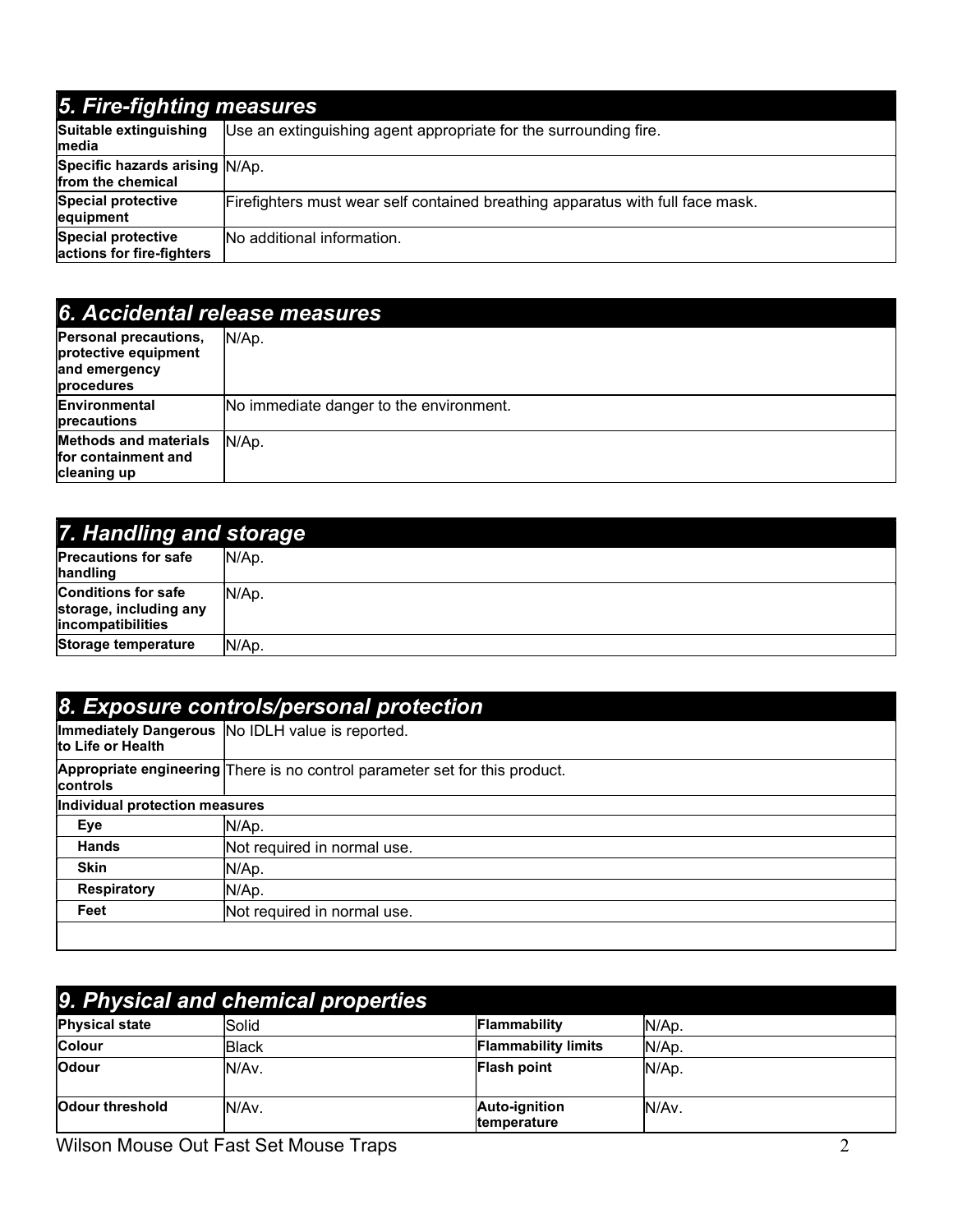## 5. Fire-fighting measures

| | |
|---|---|
| **Suitable extinguishing media** | Use an extinguishing agent appropriate for the surrounding fire. |
| **Specific hazards arising from the chemical** | N/Ap. |
| **Special protective equipment** | Firefighters must wear self contained breathing apparatus with full face mask. |
| **Special protective actions for fire-fighters** | No additional information. |

## 6. Accidental release measures

| | |
|---|---|
| **Personal precautions, protective equipment and emergency procedures** | N/Ap. |
| **Environmental precautions** | No immediate danger to the environment. |
| **Methods and materials for containment and cleaning up** | N/Ap. |

## 7. Handling and storage

| | |
|---|---|
| **Precautions for safe handling** | N/Ap. |
| **Conditions for safe storage, including any incompatibilities** | N/Ap. |
| **Storage temperature** | N/Ap. |

## 8. Exposure controls/personal protection

| | |
|---|---|
| **Immediately Dangerous to Life or Health** | No IDLH value is reported. |
| **Appropriate engineering controls** | There is no control parameter set for this product. |
| **Individual protection measures** | |
| **Eye** | N/Ap. |
| **Hands** | Not required in normal use. |
| **Skin** | N/Ap. |
| **Respiratory** | N/Ap. |
| **Feet** | Not required in normal use. |

## 9. Physical and chemical properties

| | | | |
|---|---|---|---|
| **Physical state** | Solid | **Flammability** | N/Ap. |
| **Colour** | Black | **Flammability limits** | N/Ap. |
| **Odour** | N/Av. | **Flash point** | N/Ap. |
| **Odour threshold** | N/Av. | **Auto-ignition temperature** | N/Av. |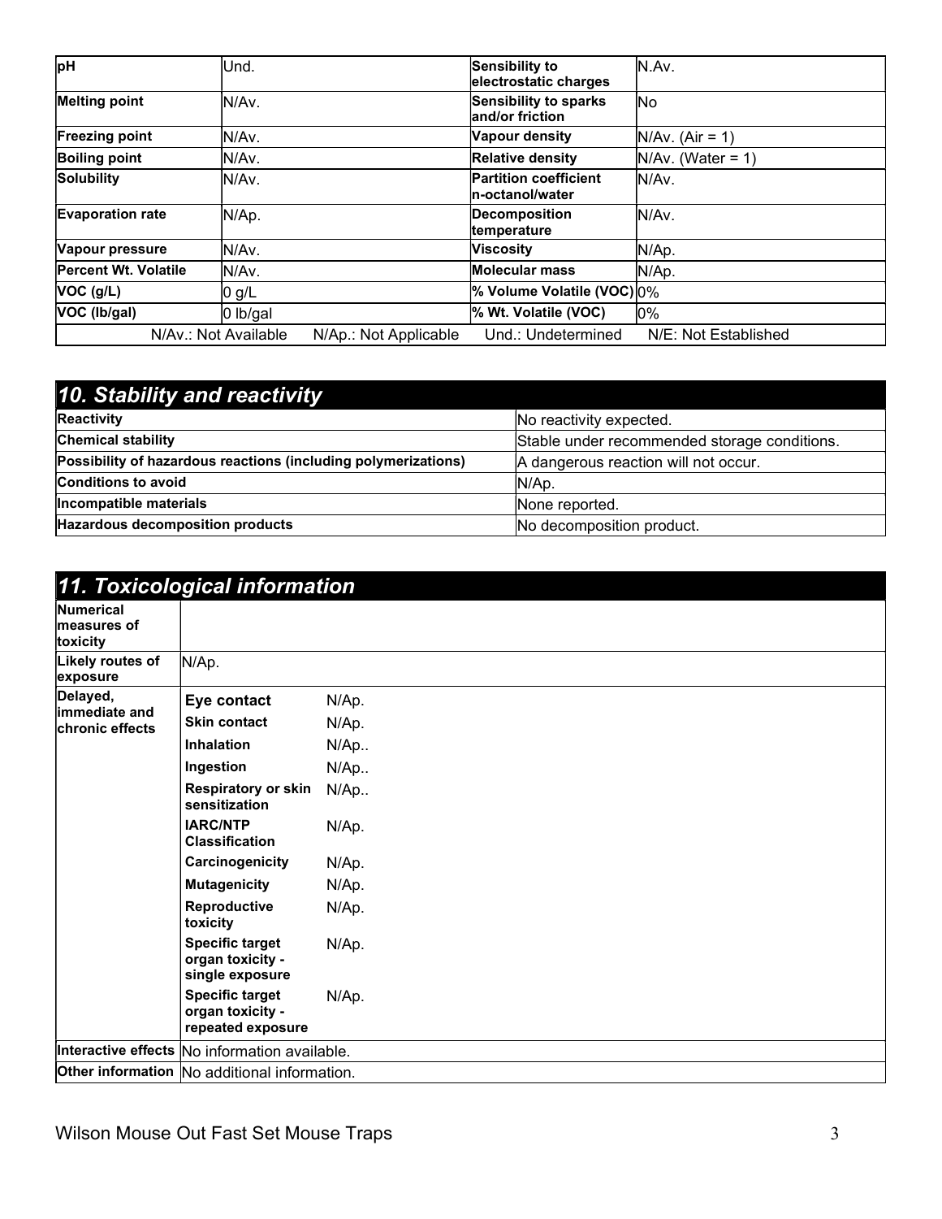| pH | Und. | Sensibility to electrostatic charges | N.Av. |
|---|---|---|---|
| Melting point | N/Av. | Sensibility to sparks and/or friction | No |
| Freezing point | N/Av. | Vapour density | N/Av. (Air = 1) |
| Boiling point | N/Av. | Relative density | N/Av. (Water = 1) |
| Solubility | N/Av. | Partition coefficient n-octanol/water | N/Av. |
| Evaporation rate | N/Ap. | Decomposition temperature | N/Av. |
| Vapour pressure | N/Av. | Viscosity | N/Ap. |
| Percent Wt. Volatile | N/Av. | Molecular mass | N/Ap. |
| VOC (g/L) | 0 g/L | % Volume Volatile (VOC) | 0% |
| VOC (lb/gal) | 0 lb/gal | % Wt. Volatile (VOC) | 0% |
| N/Av.: Not Available | N/Ap.: Not Applicable | Und.: Undetermined | N/E: Not Established |

## 10. Stability and reactivity

| | |
|---|---|
| **Reactivity** | No reactivity expected. |
| **Chemical stability** | Stable under recommended storage conditions. |
| **Possibility of hazardous reactions (including polymerizations)** | A dangerous reaction will not occur. |
| **Conditions to avoid** | N/Ap. |
| **Incompatible materials** | None reported. |
| **Hazardous decomposition products** | No decomposition product. |

## 11. Toxicological information

| | | |
|---|---|---|
| **Numerical measures of toxicity** | | |
| **Likely routes of exposure** | N/Ap. | |
| **Delayed, immediate and chronic effects** | **Eye contact** | N/Ap. |
| | **Skin contact** | N/Ap. |
| | **Inhalation** | N/Ap.. |
| | **Ingestion** | N/Ap.. |
| | **Respiratory or skin sensitization** | N/Ap.. |
| | **IARC/NTP Classification** | N/Ap. |
| | **Carcinogenicity** | N/Ap. |
| | **Mutagenicity** | N/Ap. |
| | **Reproductive toxicity** | N/Ap. |
| | **Specific target organ toxicity - single exposure** | N/Ap. |
| | **Specific target organ toxicity - repeated exposure** | N/Ap. |
| **Interactive effects** | No information available. | |
| **Other information** | No additional information. | |

Wilson Mouse Out Fast Set Mouse Traps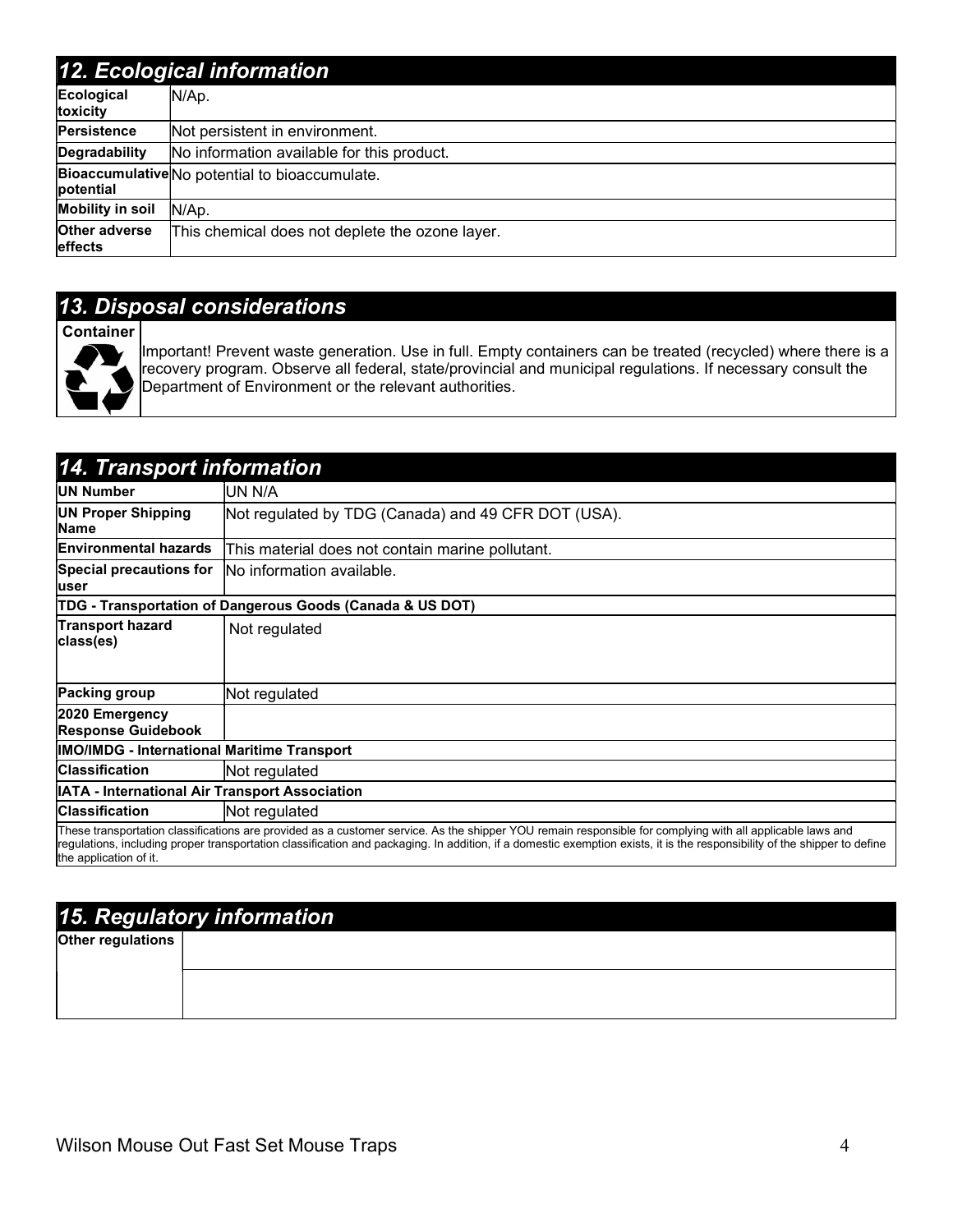## 12. Ecological information

| | |
|---|---|
| **Ecological toxicity** | N/Ap. |
| **Persistence** | Not persistent in environment. |
| **Degradability** | No information available for this product. |
| **Bioaccumulative potential** | No potential to bioaccumulate. |
| **Mobility in soil** | N/Ap. |
| **Other adverse effects** | This chemical does not deplete the ozone layer. |

## 13. Disposal considerations

| | |
|---|---|
| **Container** | Important! Prevent waste generation. Use in full. Empty containers can be treated (recycled) where there is a recovery program. Observe all federal, state/provincial and municipal regulations. If necessary consult the Department of Environment or the relevant authorities. |

## 14. Transport information

| | |
|---|---|
| **UN Number** | UN N/A |
| **UN Proper Shipping Name** | Not regulated by TDG (Canada) and 49 CFR DOT (USA). |
| **Environmental hazards** | This material does not contain marine pollutant. |
| **Special precautions for user** | No information available. |
| **TDG - Transportation of Dangerous Goods (Canada & US DOT)** | |
| **Transport hazard class(es)** | Not regulated |
| **Packing group** | Not regulated |
| **2020 Emergency Response Guidebook** | |
| **IMO/IMDG - International Maritime Transport** | |
| **Classification** | Not regulated |
| **IATA - International Air Transport Association** | |
| **Classification** | Not regulated |

These transportation classifications are provided as a customer service. As the shipper YOU remain responsible for complying with all applicable laws and regulations, including proper transportation classification and packaging. In addition, if a domestic exemption exists, it is the responsibility of the shipper to define the application of it.

## 15. Regulatory information

| | |
|---|---|
| **Other regulations** | |
| | |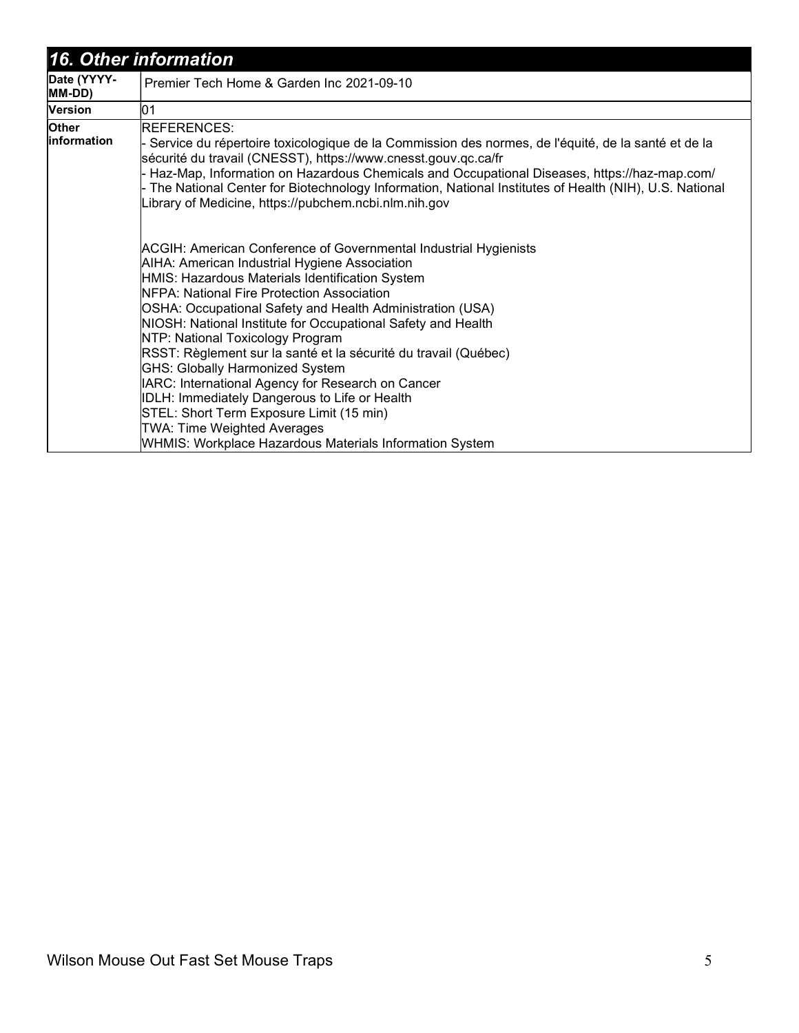## 16. Other information

| | |
|---|---|
| **Date (YYYY-MM-DD)** | Premier Tech Home & Garden Inc 2021-09-10 |
| **Version** | 01 |
| **Other information** | REFERENCES:<br>- Service du répertoire toxicologique de la Commission des normes, de l'équité, de la santé et de la sécurité du travail (CNESST), https://www.cnesst.gouv.qc.ca/fr<br>- Haz-Map, Information on Hazardous Chemicals and Occupational Diseases, https://haz-map.com/<br>- The National Center for Biotechnology Information, National Institutes of Health (NIH), U.S. National Library of Medicine, https://pubchem.ncbi.nlm.nih.gov<br><br>ACGIH: American Conference of Governmental Industrial Hygienists<br>AIHA: American Industrial Hygiene Association<br>HMIS: Hazardous Materials Identification System<br>NFPA: National Fire Protection Association<br>OSHA: Occupational Safety and Health Administration (USA)<br>NIOSH: National Institute for Occupational Safety and Health<br>NTP: National Toxicology Program<br>RSST: Règlement sur la santé et la sécurité du travail (Québec)<br>GHS: Globally Harmonized System<br>IARC: International Agency for Research on Cancer<br>IDLH: Immediately Dangerous to Life or Health<br>STEL: Short Term Exposure Limit (15 min)<br>TWA: Time Weighted Averages<br>WHMIS: Workplace Hazardous Materials Information System |